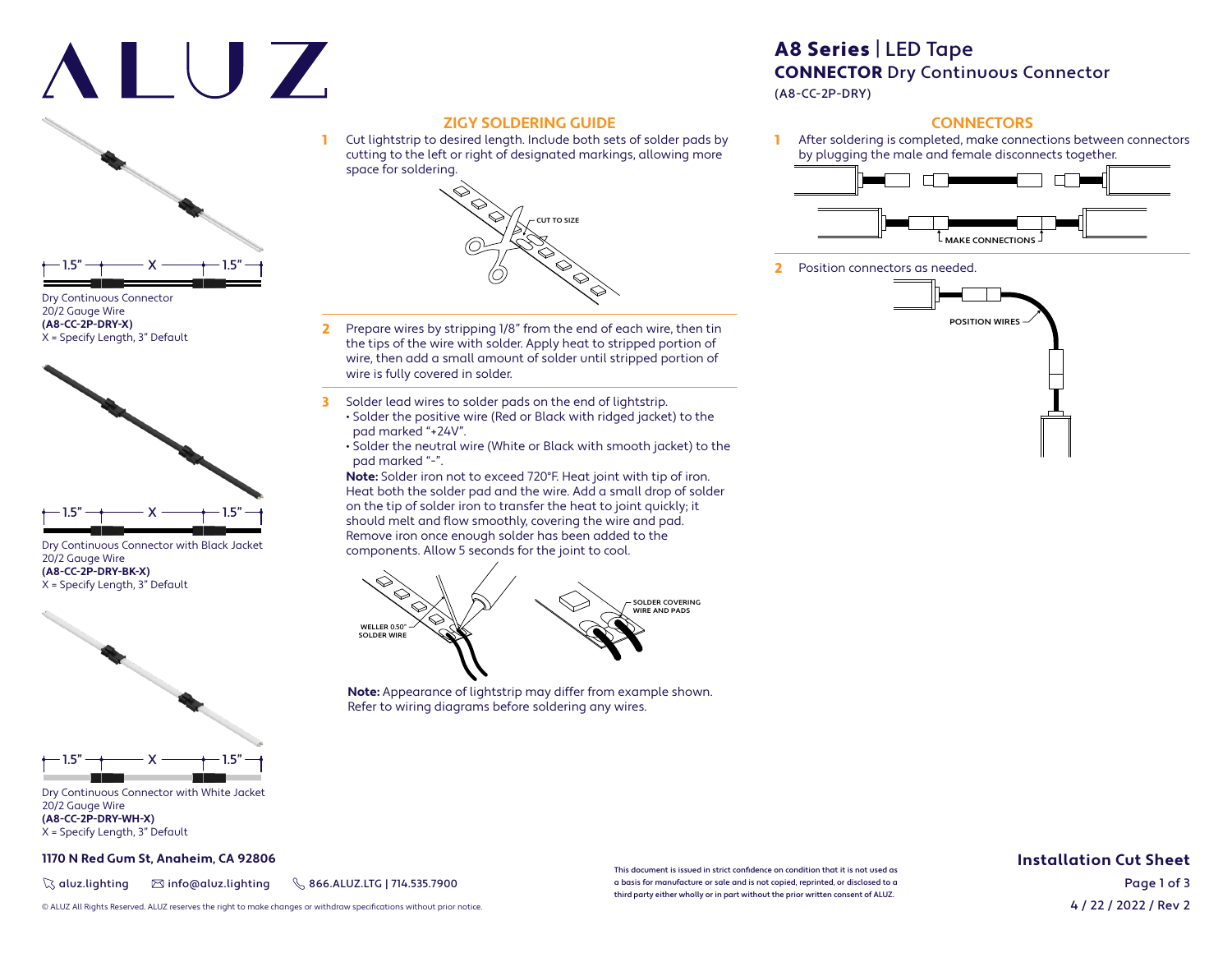# ALUZ

## A8 Series | LED Tape
**CONNECTOR** Dry Continuous Connector
(A8-CC-2P-DRY)

1.5" — X — 1.5"

Dry Continuous Connector
20/2 Gauge Wire
**(A8-CC-2P-DRY-X)**
X = Specify Length, 3" Default

1.5" — X — 1.5"

Dry Continuous Connector with Black Jacket
20/2 Gauge Wire
**(A8-CC-2P-DRY-BK-X)**
X = Specify Length, 3" Default

1.5" — X — 1.5"

Dry Continuous Connector with White Jacket
20/2 Gauge Wire
**(A8-CC-2P-DRY-WH-X)**
X = Specify Length, 3" Default

## ZIGY SOLDERING GUIDE

1. Cut lightstrip to desired length. Include both sets of solder pads by cutting to the left or right of designated markings, allowing more space for soldering.

   CUT TO SIZE

2. Prepare wires by stripping 1/8" from the end of each wire, then tin the tips of the wire with solder. Apply heat to stripped portion of wire, then add a small amount of solder until stripped portion of wire is fully covered in solder.

3. Solder lead wires to solder pads on the end of lightstrip.
   - Solder the positive wire (Red or Black with ridged jacket) to the pad marked "+24V".
   - Solder the neutral wire (White or Black with smooth jacket) to the pad marked "-".

   **Note:** Solder iron not to exceed 720°F. Heat joint with tip of iron. Heat both the solder pad and the wire. Add a small drop of solder on the tip of solder iron to transfer the heat to joint quickly; it should melt and flow smoothly, covering the wire and pad. Remove iron once enough solder has been added to the components. Allow 5 seconds for the joint to cool.

   WELLER 0.50" SOLDER WIRE

   SOLDER COVERING WIRE AND PADS

**Note:** Appearance of lightstrip may differ from example shown. Refer to wiring diagrams before soldering any wires.

## CONNECTORS

1. After soldering is completed, make connections between connectors by plugging the male and female disconnects together.

   MAKE CONNECTIONS

2. Position connectors as needed.

   POSITION WIRES

**1170 N Red Gum St, Anaheim, CA 92806**

aluz.lighting | info@aluz.lighting | 866.ALUZ.LTG | 714.535.7900

© ALUZ All Rights Reserved. ALUZ reserves the right to make changes or withdraw specifications without prior notice.

This document is issued in strict confidence on condition that it is not used as a basis for manufacture or sale and is not copied, reprinted, or disclosed to a third party either wholly or in part without the prior written consent of ALUZ.

**Installation Cut Sheet**

4 / 22 / 2022 / Rev 2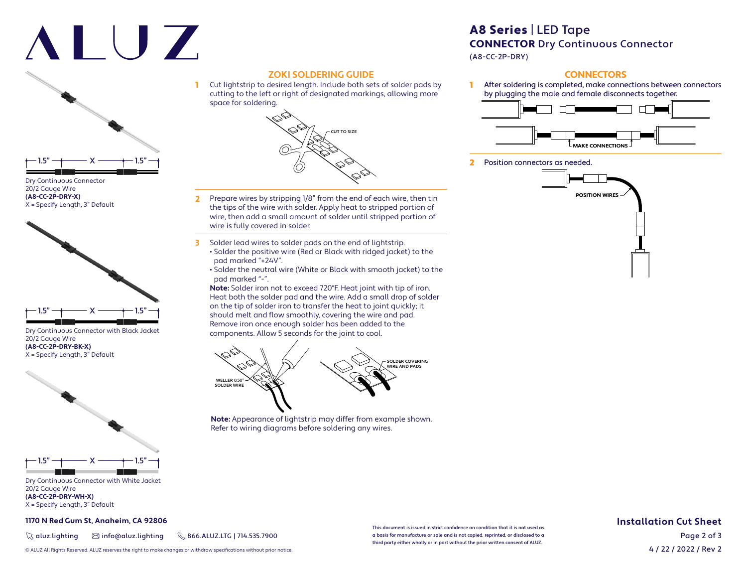# ALUZ

## A8 Series | LED Tape

### CONNECTOR Dry Continuous Connector

(A8-CC-2P-DRY)

1.5" — X — 1.5"

Dry Continuous Connector
20/2 Gauge Wire
**(A8-CC-2P-DRY-X)**
X = Specify Length, 3" Default

1.5" — X — 1.5"

Dry Continuous Connector with Black Jacket
20/2 Gauge Wire
**(A8-CC-2P-DRY-BK-X)**
X = Specify Length, 3" Default

1.5" — X — 1.5"

Dry Continuous Connector with White Jacket
20/2 Gauge Wire
**(A8-CC-2P-DRY-WH-X)**
X = Specify Length, 3" Default

## ZOKI SOLDERING GUIDE

1. Cut lightstrip to desired length. Include both sets of solder pads by cutting to the left or right of designated markings, allowing more space for soldering.

   CUT TO SIZE

2. Prepare wires by stripping 1/8" from the end of each wire, then tin the tips of the wire with solder. Apply heat to stripped portion of wire, then add a small amount of solder until stripped portion of wire is fully covered in solder.

3. Solder lead wires to solder pads on the end of lightstrip.
   - Solder the positive wire (Red or Black with ridged jacket) to the pad marked "+24V".
   - Solder the neutral wire (White or Black with smooth jacket) to the pad marked "-".

   **Note:** Solder iron not to exceed 720°F. Heat joint with tip of iron. Heat both the solder pad and the wire. Add a small drop of solder on the tip of solder iron to transfer the heat to joint quickly; it should melt and flow smoothly, covering the wire and pad. Remove iron once enough solder has been added to the components. Allow 5 seconds for the joint to cool.

   WELLER 0.50" SOLDER WIRE

   SOLDER COVERING WIRE AND PADS

**Note:** Appearance of lightstrip may differ from example shown. Refer to wiring diagrams before soldering any wires.

## CONNECTORS

1. After soldering is completed, make connections between connectors by plugging the male and female disconnects together.

   MAKE CONNECTIONS

2. Position connectors as needed.

   POSITION WIRES

**1170 N Red Gum St, Anaheim, CA 92806**

aluz.lighting | info@aluz.lighting | 866.ALUZ.LTG | 714.535.7900

© ALUZ All Rights Reserved. ALUZ reserves the right to make changes or withdraw specifications without prior notice.

This document is issued in strict confidence on condition that it is not used as a basis for manufacture or sale and is not copied, reprinted, or disclosed to a third party either wholly or in part without the prior written consent of ALUZ.

**Installation Cut Sheet**

4 / 22 / 2022 / Rev 2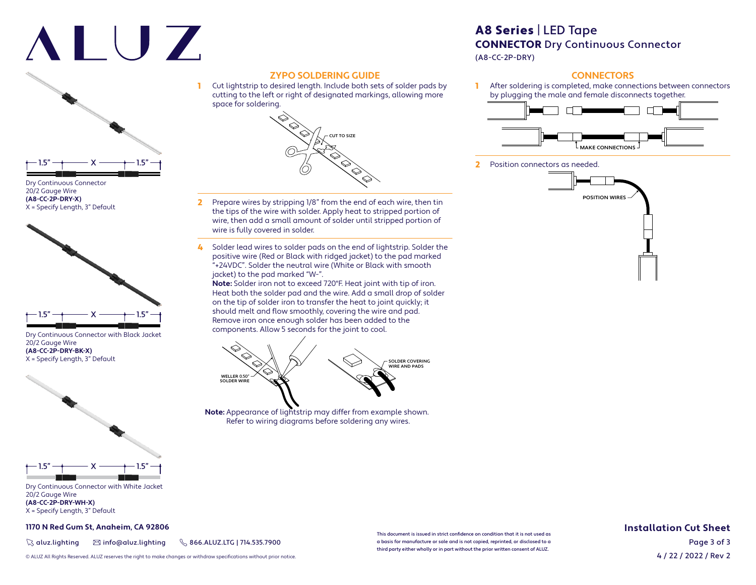# A8 Series | LED Tape

## CONNECTOR Dry Continuous Connector

(A8-CC-2P-DRY)

ALUZ

1.5" — X — 1.5"

Dry Continuous Connector
20/2 Gauge Wire
**(A8-CC-2P-DRY-X)**
X = Specify Length, 3" Default

1.5" — X — 1.5"

Dry Continuous Connector with Black Jacket
20/2 Gauge Wire
**(A8-CC-2P-DRY-BK-X)**
X = Specify Length, 3" Default

1.5" — X — 1.5"

Dry Continuous Connector with White Jacket
20/2 Gauge Wire
**(A8-CC-2P-DRY-WH-X)**
X = Specify Length, 3" Default

### ZYPO SOLDERING GUIDE

1 Cut lightstrip to desired length. Include both sets of solder pads by cutting to the left or right of designated markings, allowing more space for soldering.

CUT TO SIZE

2 Prepare wires by stripping 1/8" from the end of each wire, then tin the tips of the wire with solder. Apply heat to stripped portion of wire, then add a small amount of solder until stripped portion of wire is fully covered in solder.

4 Solder lead wires to solder pads on the end of lightstrip. Solder the positive wire (Red or Black with ridged jacket) to the pad marked "+24VDC". Solder the neutral wire (White or Black with smooth jacket) to the pad marked "W-".
**Note:** Solder iron not to exceed 720°F. Heat joint with tip of iron. Heat both the solder pad and the wire. Add a small drop of solder on the tip of solder iron to transfer the heat to joint quickly; it should melt and flow smoothly, covering the wire and pad. Remove iron once enough solder has been added to the components. Allow 5 seconds for the joint to cool.

WELLER 0.50" SOLDER WIRE

SOLDER COVERING WIRE AND PADS

**Note:** Appearance of lightstrip may differ from example shown. Refer to wiring diagrams before soldering any wires.

### CONNECTORS

1 After soldering is completed, make connections between connectors by plugging the male and female disconnects together.

MAKE CONNECTIONS

2 Position connectors as needed.

POSITION WIRES

**1170 N Red Gum St, Anaheim, CA 92806**

aluz.lighting | info@aluz.lighting | 866.ALUZ.LTG | 714.535.7900

© ALUZ All Rights Reserved. ALUZ reserves the right to make changes or withdraw specifications without prior notice.

This document is issued in strict confidence on condition that it is not used as a basis for manufacture or sale and is not copied, reprinted, or disclosed to a third party either wholly or in part without the prior written consent of ALUZ.

**Installation Cut Sheet**

4 / 22 / 2022 / Rev 2